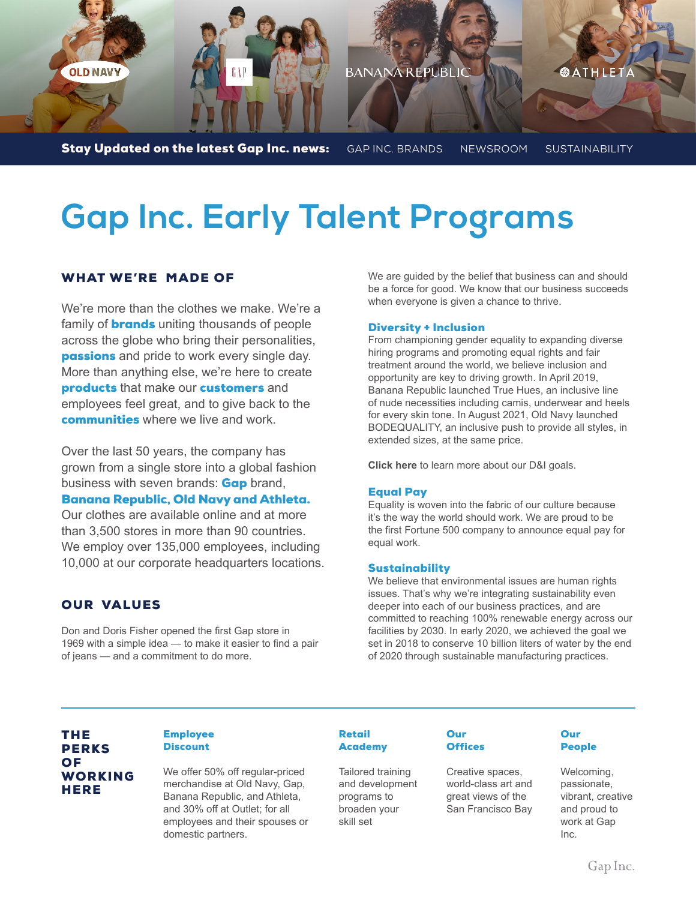OLD NAVY GAP BANANA REPUBLIC ATHLETA

**Stay Updated on the latest Gap Inc. news:** GAP INC. BRANDS NEWSROOM SUSTAINABILITY

# Gap Inc. Early Talent Programs

## WHAT WE'RE MADE OF

We're more than the clothes we make. We're a family of **brands** uniting thousands of people across the globe who bring their personalities, **passions** and pride to work every single day. More than anything else, we're here to create **products** that make our **customers** and employees feel great, and to give back to the **communities** where we live and work.

Over the last 50 years, the company has grown from a single store into a global fashion business with seven brands: **Gap** brand, **Banana Republic, Old Navy and Athleta.** Our clothes are available online and at more than 3,500 stores in more than 90 countries. We employ over 135,000 employees, including 10,000 at our corporate headquarters locations.

## OUR VALUES

Don and Doris Fisher opened the first Gap store in 1969 with a simple idea — to make it easier to find a pair of jeans — and a commitment to do more.

We are guided by the belief that business can and should be a force for good. We know that our business succeeds when everyone is given a chance to thrive.

### Diversity + Inclusion

From championing gender equality to expanding diverse hiring programs and promoting equal rights and fair treatment around the world, we believe inclusion and opportunity are key to driving growth. In April 2019, Banana Republic launched True Hues, an inclusive line of nude necessities including camis, underwear and heels for every skin tone. In August 2021, Old Navy launched BODEQUALITY, an inclusive push to provide all styles, in extended sizes, at the same price.

**Click here** to learn more about our D&I goals.

### Equal Pay

Equality is woven into the fabric of our culture because it's the way the world should work. We are proud to be the first Fortune 500 company to announce equal pay for equal work.

### Sustainability

We believe that environmental issues are human rights issues. That's why we're integrating sustainability even deeper into each of our business practices, and are committed to reaching 100% renewable energy across our facilities by 2030. In early 2020, we achieved the goal we set in 2018 to conserve 10 billion liters of water by the end of 2020 through sustainable manufacturing practices.

## THE PERKS OF WORKING HERE

### Employee Discount

We offer 50% off regular-priced merchandise at Old Navy, Gap, Banana Republic, and Athleta, and 30% off at Outlet; for all employees and their spouses or domestic partners.

### Retail Academy

Tailored training and development programs to broaden your skill set

### Our Offices

Creative spaces, world-class art and great views of the San Francisco Bay

### Our People

Welcoming, passionate, vibrant, creative and proud to work at Gap Inc.

Gap Inc.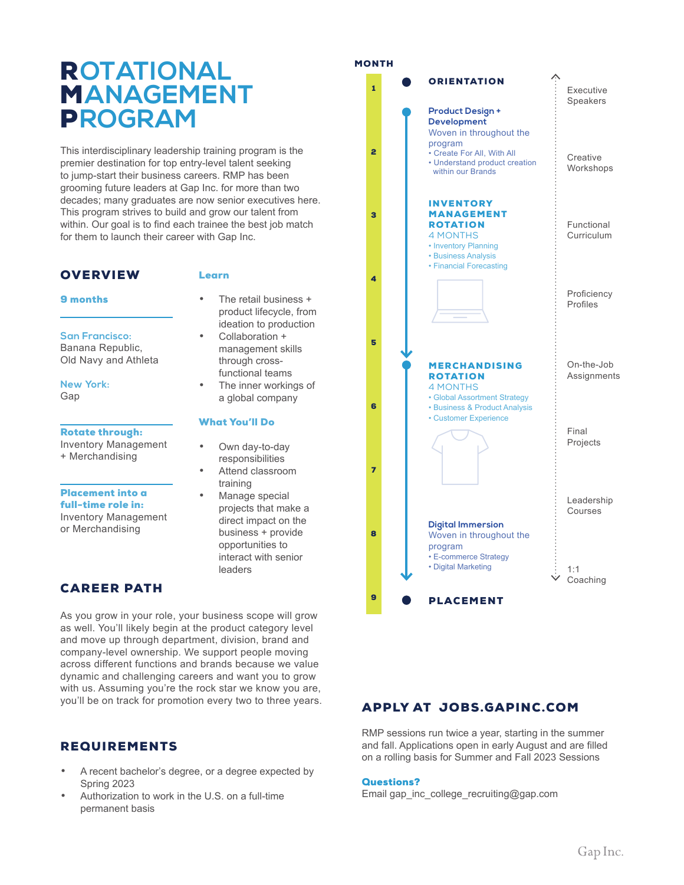# ROTATIONAL MANAGEMENT PROGRAM

This interdisciplinary leadership training program is the premier destination for top entry-level talent seeking to jump-start their business careers. RMP has been grooming future leaders at Gap Inc. for more than two decades; many graduates are now senior executives here. This program strives to build and grow our talent from within. Our goal is to find each trainee the best job match for them to launch their career with Gap Inc.

## OVERVIEW

**9 months**

**San Francisco:**
Banana Republic, Old Navy and Athleta

**New York:**
Gap

**Rotate through:**
Inventory Management + Merchandising

**Placement into a full-time role in:**
Inventory Management or Merchandising

### Learn

- The retail business + product lifecycle, from ideation to production
- Collaboration + management skills through cross-functional teams
- The inner workings of a global company

### What You'll Do

- Own day-to-day responsibilities
- Attend classroom training
- Manage special projects that make a direct impact on the business + provide opportunities to interact with senior leaders

## CAREER PATH

As you grow in your role, your business scope will grow as well. You'll likely begin at the product category level and move up through department, division, brand and company-level ownership. We support people moving across different functions and brands because we value dynamic and challenging careers and want you to grow with us. Assuming you're the rock star we know you are, you'll be on track for promotion every two to three years.

## REQUIREMENTS

- A recent bachelor's degree, or a degree expected by Spring 2023
- Authorization to work in the U.S. on a full-time permanent basis

## MONTH

**1 — ORIENTATION**

**Product Design + Development**
Woven in throughout the program
- Create For All, With All
- Understand product creation within our Brands

**2–5 — INVENTORY MANAGEMENT ROTATION**
4 MONTHS
- Inventory Planning
- Business Analysis
- Financial Forecasting

**5–9 — MERCHANDISING ROTATION**
4 MONTHS
- Global Assortment Strategy
- Business & Product Analysis
- Customer Experience

**Digital Immersion**
Woven in throughout the program
- E-commerce Strategy
- Digital Marketing

**9 — PLACEMENT**

Throughout the program:
- Executive Speakers
- Creative Workshops
- Functional Curriculum
- Proficiency Profiles
- On-the-Job Assignments
- Final Projects
- Leadership Courses
- 1:1 Coaching

## APPLY AT JOBS.GAPINC.COM

RMP sessions run twice a year, starting in the summer and fall. Applications open in early August and are filled on a rolling basis for Summer and Fall 2023 Sessions

**Questions?**
Email gap_inc_college_recruiting@gap.com

Gap Inc.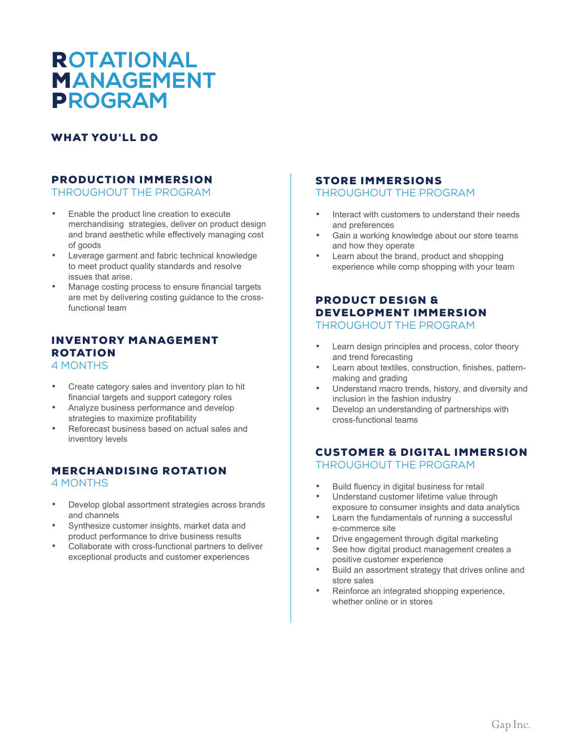# ROTATIONAL MANAGEMENT PROGRAM

## WHAT YOU'LL DO

### PRODUCTION IMMERSION
THROUGHOUT THE PROGRAM

- Enable the product line creation to execute merchandising strategies, deliver on product design and brand aesthetic while effectively managing cost of goods
- Leverage garment and fabric technical knowledge to meet product quality standards and resolve issues that arise.
- Manage costing process to ensure financial targets are met by delivering costing guidance to the cross-functional team

### INVENTORY MANAGEMENT ROTATION
4 MONTHS

- Create category sales and inventory plan to hit financial targets and support category roles
- Analyze business performance and develop strategies to maximize profitability
- Reforecast business based on actual sales and inventory levels

### MERCHANDISING ROTATION
4 MONTHS

- Develop global assortment strategies across brands and channels
- Synthesize customer insights, market data and product performance to drive business results
- Collaborate with cross-functional partners to deliver exceptional products and customer experiences

### STORE IMMERSIONS
THROUGHOUT THE PROGRAM

- Interact with customers to understand their needs and preferences
- Gain a working knowledge about our store teams and how they operate
- Learn about the brand, product and shopping experience while comp shopping with your team

### PRODUCT DESIGN & DEVELOPMENT IMMERSION
THROUGHOUT THE PROGRAM

- Learn design principles and process, color theory and trend forecasting
- Learn about textiles, construction, finishes, pattern-making and grading
- Understand macro trends, history, and diversity and inclusion in the fashion industry
- Develop an understanding of partnerships with cross-functional teams

### CUSTOMER & DIGITAL IMMERSION
THROUGHOUT THE PROGRAM

- Build fluency in digital business for retail
- Understand customer lifetime value through exposure to consumer insights and data analytics
- Learn the fundamentals of running a successful e-commerce site
- Drive engagement through digital marketing
- See how digital product management creates a positive customer experience
- Build an assortment strategy that drives online and store sales
- Reinforce an integrated shopping experience, whether online or in stores

Gap Inc.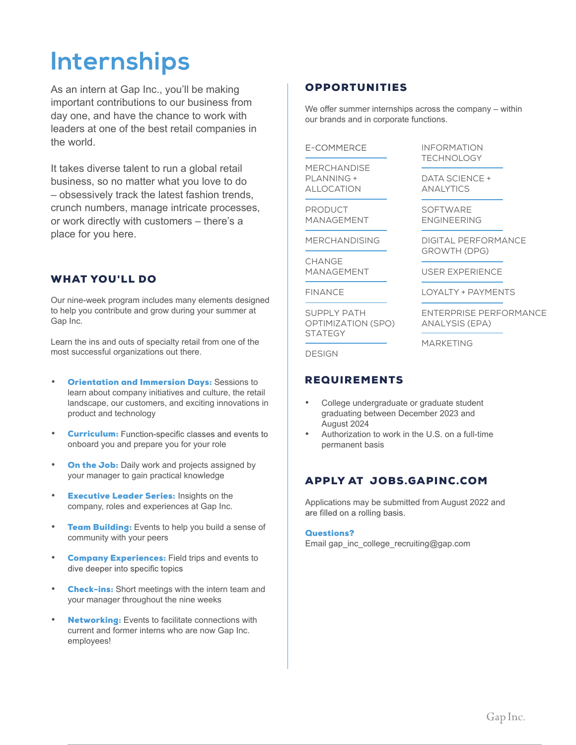# Internships

As an intern at Gap Inc., you'll be making important contributions to our business from day one, and have the chance to work with leaders at one of the best retail companies in the world.

It takes diverse talent to run a global retail business, so no matter what you love to do – obsessively track the latest fashion trends, crunch numbers, manage intricate processes, or work directly with customers – there's a place for you here.

## WHAT YOU'LL DO

Our nine-week program includes many elements designed to help you contribute and grow during your summer at Gap Inc.

Learn the ins and outs of specialty retail from one of the most successful organizations out there.

- **Orientation and Immersion Days:** Sessions to learn about company initiatives and culture, the retail landscape, our customers, and exciting innovations in product and technology
- **Curriculum:** Function-specific classes and events to onboard you and prepare you for your role
- **On the Job:** Daily work and projects assigned by your manager to gain practical knowledge
- **Executive Leader Series:** Insights on the company, roles and experiences at Gap Inc.
- **Team Building:** Events to help you build a sense of community with your peers
- **Company Experiences:** Field trips and events to dive deeper into specific topics
- **Check-ins:** Short meetings with the intern team and your manager throughout the nine weeks
- **Networking:** Events to facilitate connections with current and former interns who are now Gap Inc. employees!

## OPPORTUNITIES

We offer summer internships across the company – within our brands and in corporate functions.

- E-COMMERCE
- MERCHANDISE PLANNING + ALLOCATION
- PRODUCT MANAGEMENT
- MERCHANDISING
- CHANGE MANAGEMENT
- FINANCE
- SUPPLY PATH OPTIMIZATION (SPO) STATEGY
- DESIGN
- INFORMATION TECHNOLOGY
- DATA SCIENCE + ANALYTICS
- SOFTWARE ENGINEERING
- DIGITAL PERFORMANCE GROWTH (DPG)
- USER EXPERIENCE
- LOYALTY + PAYMENTS
- ENTERPRISE PERFORMANCE ANALYSIS (EPA)
- MARKETING

## REQUIREMENTS

- College undergraduate or graduate student graduating between December 2023 and August 2024
- Authorization to work in the U.S. on a full-time permanent basis

## APPLY AT JOBS.GAPINC.COM

Applications may be submitted from August 2022 and are filled on a rolling basis.

**Questions?**
Email gap_inc_college_recruiting@gap.com